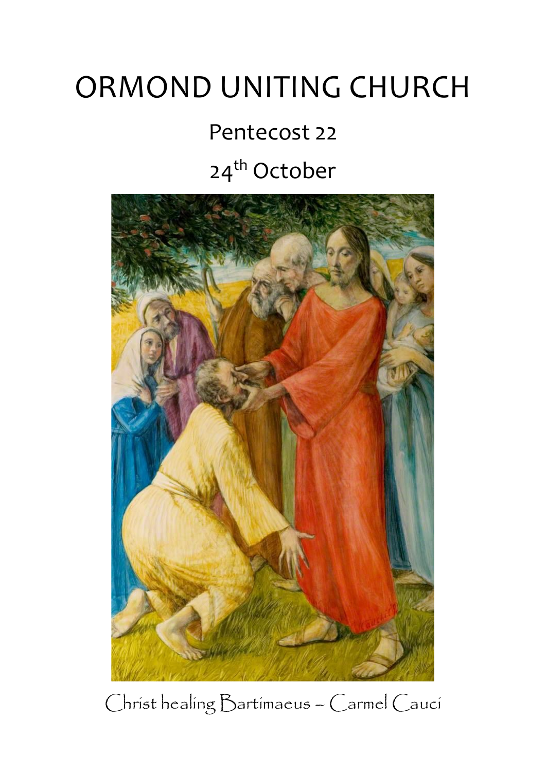# ORMOND UNITING CHURCH

## Pentecost 22

## 24th October

Christ healing Bartimaeus – Carmel Cauci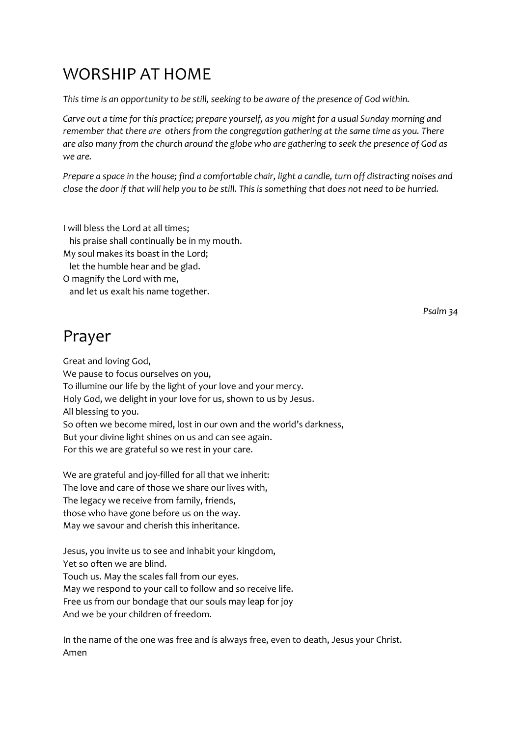# WORSHIP AT HOME

*This time is an opportunity to be still, seeking to be aware of the presence of God within.*

*Carve out a time for this practice; prepare yourself, as you might for a usual Sunday morning and remember that there are others from the congregation gathering at the same time as you. There are also many from the church around the globe who are gathering to seek the presence of God as we are.*

*Prepare a space in the house; find a comfortable chair, light a candle, turn off distracting noises and close the door if that will help you to be still. This is something that does not need to be hurried.*

I will bless the Lord at all times;  
  his praise shall continually be in my mouth.  
My soul makes its boast in the Lord;  
  let the humble hear and be glad.  
O magnify the Lord with me,  
  and let us exalt his name together.

*Psalm 34*

# Prayer

Great and loving God,  
We pause to focus ourselves on you,  
To illumine our life by the light of your love and your mercy.  
Holy God, we delight in your love for us, shown to us by Jesus.  
All blessing to you.  
So often we become mired, lost in our own and the world's darkness,  
But your divine light shines on us and can see again.  
For this we are grateful so we rest in your care.

We are grateful and joy-filled for all that we inherit:  
The love and care of those we share our lives with,  
The legacy we receive from family, friends,  
those who have gone before us on the way.  
May we savour and cherish this inheritance.

Jesus, you invite us to see and inhabit your kingdom,  
Yet so often we are blind.  
Touch us. May the scales fall from our eyes.  
May we respond to your call to follow and so receive life.  
Free us from our bondage that our souls may leap for joy  
And we be your children of freedom.

In the name of the one was free and is always free, even to death, Jesus your Christ.  
Amen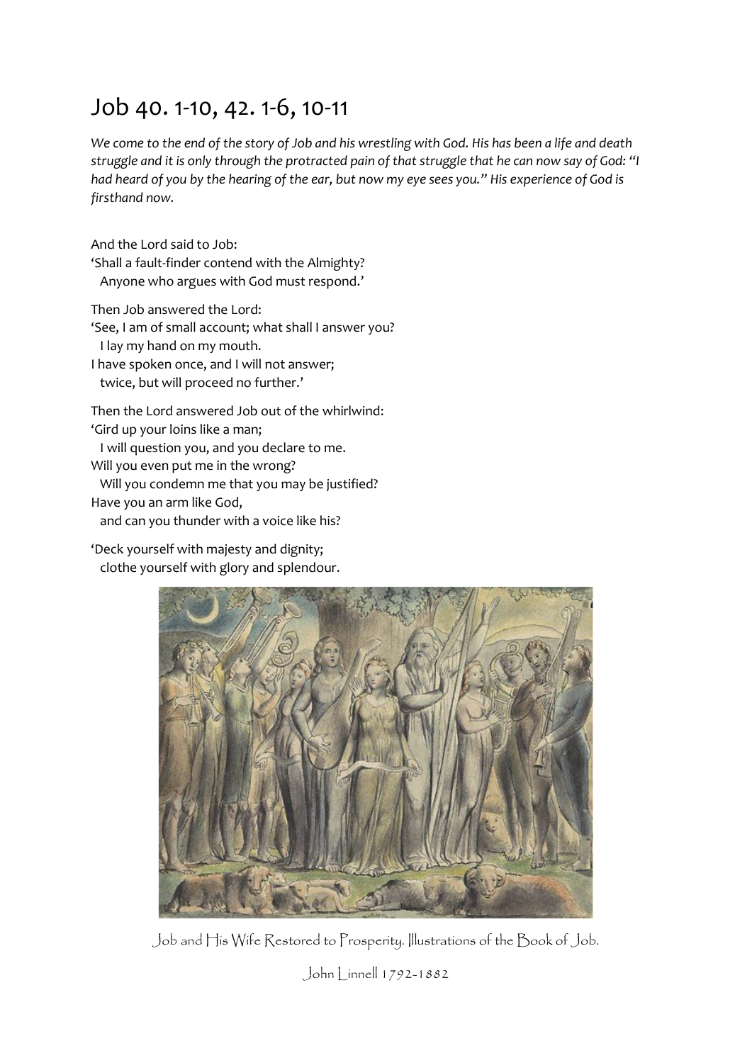# Job 40. 1-10, 42. 1-6, 10-11

*We come to the end of the story of Job and his wrestling with God. His has been a life and death struggle and it is only through the protracted pain of that struggle that he can now say of God: "I had heard of you by the hearing of the ear, but now my eye sees you." His experience of God is firsthand now.*

And the Lord said to Job:
'Shall a fault-finder contend with the Almighty?
  Anyone who argues with God must respond.'

Then Job answered the Lord:
'See, I am of small account; what shall I answer you?
  I lay my hand on my mouth.
I have spoken once, and I will not answer;
  twice, but will proceed no further.'

Then the Lord answered Job out of the whirlwind:
'Gird up your loins like a man;
  I will question you, and you declare to me.
Will you even put me in the wrong?
  Will you condemn me that you may be justified?
Have you an arm like God,
  and can you thunder with a voice like his?

'Deck yourself with majesty and dignity;
  clothe yourself with glory and splendour.

Job and His Wife Restored to Prosperity. Illustrations of the Book of Job.

John Linnell 1792-1882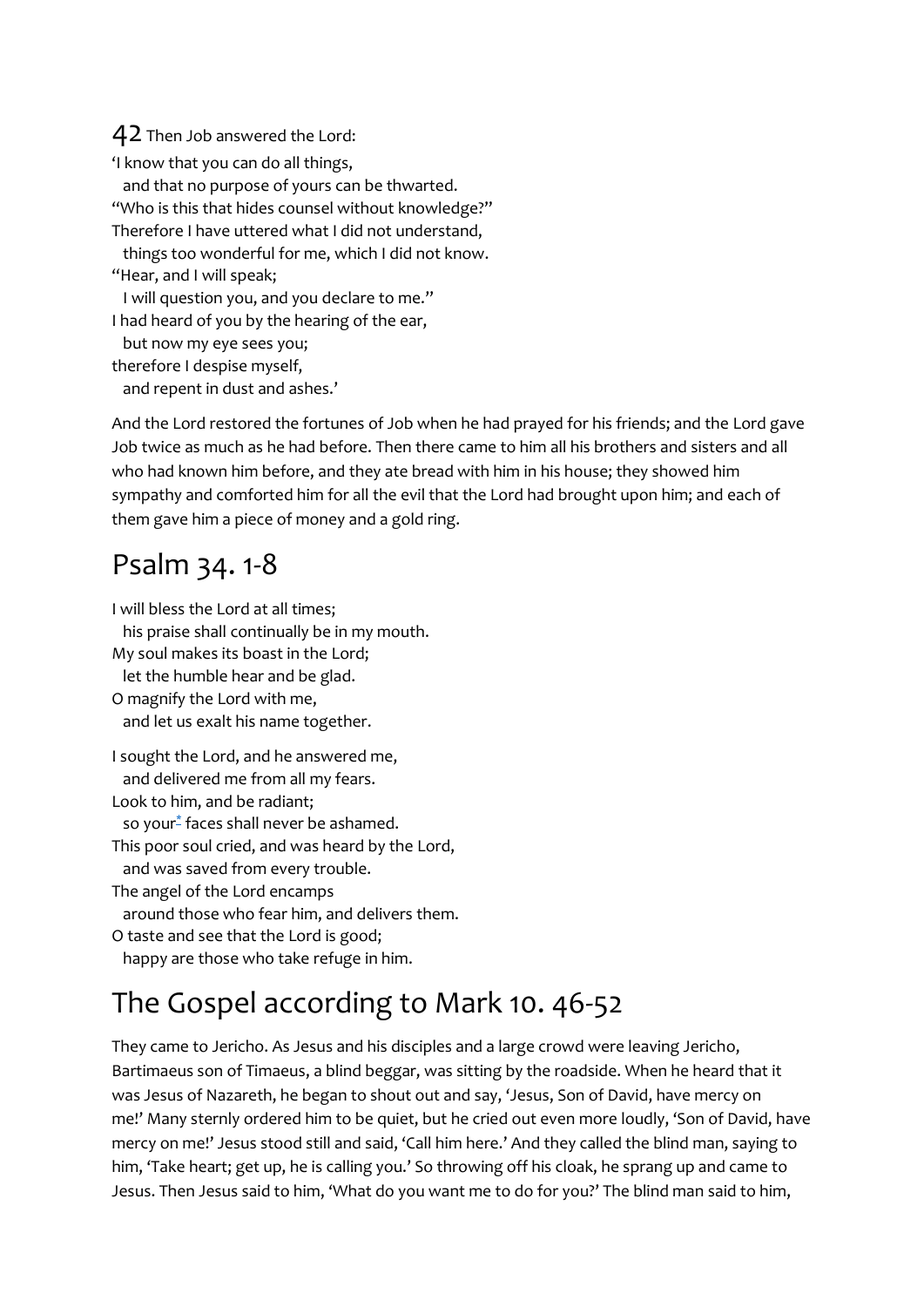42 Then Job answered the Lord:

'I know that you can do all things,
  and that no purpose of yours can be thwarted.
"Who is this that hides counsel without knowledge?"
Therefore I have uttered what I did not understand,
  things too wonderful for me, which I did not know.
"Hear, and I will speak;
  I will question you, and you declare to me."
I had heard of you by the hearing of the ear,
  but now my eye sees you;
therefore I despise myself,
  and repent in dust and ashes.'

And the Lord restored the fortunes of Job when he had prayed for his friends; and the Lord gave Job twice as much as he had before. Then there came to him all his brothers and sisters and all who had known him before, and they ate bread with him in his house; they showed him sympathy and comforted him for all the evil that the Lord had brought upon him; and each of them gave him a piece of money and a gold ring.

# Psalm 34. 1-8

I will bless the Lord at all times;
  his praise shall continually be in my mouth.
My soul makes its boast in the Lord;
  let the humble hear and be glad.
O magnify the Lord with me,
  and let us exalt his name together.

I sought the Lord, and he answered me,
  and delivered me from all my fears.
Look to him, and be radiant;
  so your* faces shall never be ashamed.
This poor soul cried, and was heard by the Lord,
  and was saved from every trouble.
The angel of the Lord encamps
  around those who fear him, and delivers them.
O taste and see that the Lord is good;
  happy are those who take refuge in him.

# The Gospel according to Mark 10. 46-52

They came to Jericho. As Jesus and his disciples and a large crowd were leaving Jericho, Bartimaeus son of Timaeus, a blind beggar, was sitting by the roadside. When he heard that it was Jesus of Nazareth, he began to shout out and say, 'Jesus, Son of David, have mercy on me!' Many sternly ordered him to be quiet, but he cried out even more loudly, 'Son of David, have mercy on me!' Jesus stood still and said, 'Call him here.' And they called the blind man, saying to him, 'Take heart; get up, he is calling you.' So throwing off his cloak, he sprang up and came to Jesus. Then Jesus said to him, 'What do you want me to do for you?' The blind man said to him,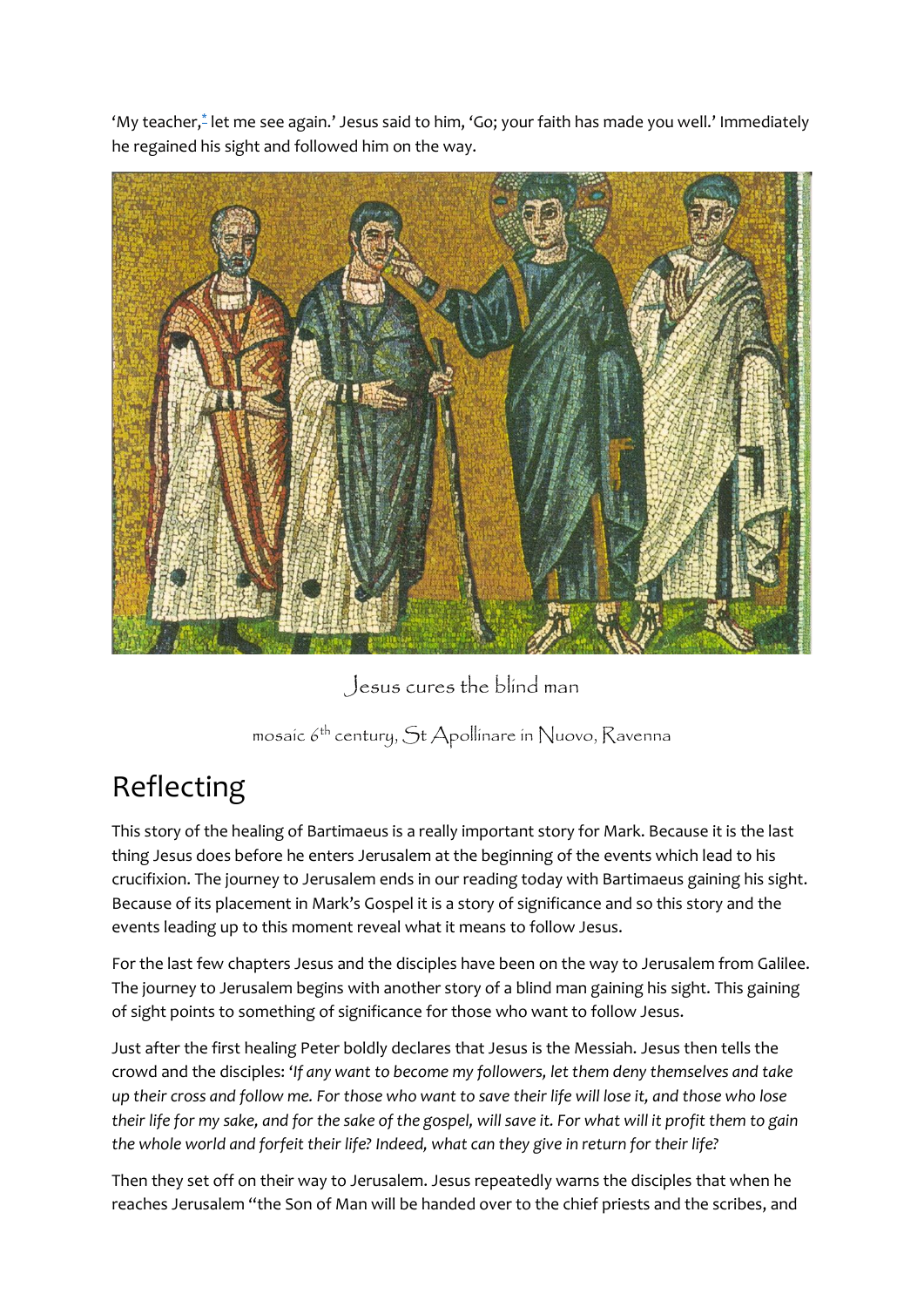'My teacher,* let me see again.' Jesus said to him, 'Go; your faith has made you well.' Immediately he regained his sight and followed him on the way.

Jesus cures the blind man

mosaic 6th century, St Apollinare in Nuovo, Ravenna

# Reflecting

This story of the healing of Bartimaeus is a really important story for Mark. Because it is the last thing Jesus does before he enters Jerusalem at the beginning of the events which lead to his crucifixion. The journey to Jerusalem ends in our reading today with Bartimaeus gaining his sight. Because of its placement in Mark's Gospel it is a story of significance and so this story and the events leading up to this moment reveal what it means to follow Jesus.

For the last few chapters Jesus and the disciples have been on the way to Jerusalem from Galilee. The journey to Jerusalem begins with another story of a blind man gaining his sight. This gaining of sight points to something of significance for those who want to follow Jesus.

Just after the first healing Peter boldly declares that Jesus is the Messiah. Jesus then tells the crowd and the disciples: *'If any want to become my followers, let them deny themselves and take up their cross and follow me. For those who want to save their life will lose it, and those who lose their life for my sake, and for the sake of the gospel, will save it. For what will it profit them to gain the whole world and forfeit their life? Indeed, what can they give in return for their life?*

Then they set off on their way to Jerusalem. Jesus repeatedly warns the disciples that when he reaches Jerusalem "the Son of Man will be handed over to the chief priests and the scribes, and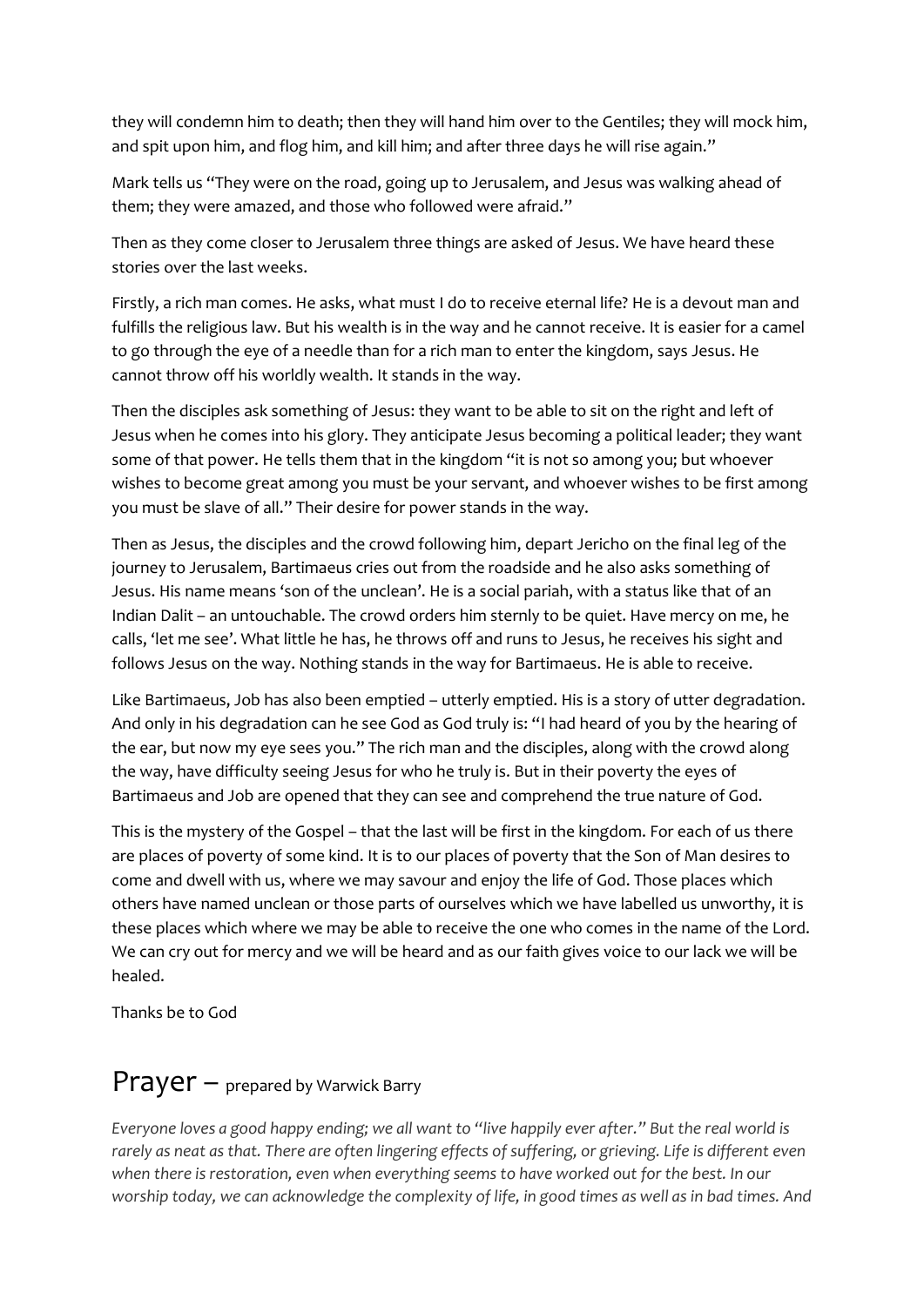they will condemn him to death; then they will hand him over to the Gentiles; they will mock him, and spit upon him, and flog him, and kill him; and after three days he will rise again."

Mark tells us "They were on the road, going up to Jerusalem, and Jesus was walking ahead of them; they were amazed, and those who followed were afraid."

Then as they come closer to Jerusalem three things are asked of Jesus. We have heard these stories over the last weeks.

Firstly, a rich man comes. He asks, what must I do to receive eternal life? He is a devout man and fulfills the religious law. But his wealth is in the way and he cannot receive. It is easier for a camel to go through the eye of a needle than for a rich man to enter the kingdom, says Jesus. He cannot throw off his worldly wealth. It stands in the way.

Then the disciples ask something of Jesus: they want to be able to sit on the right and left of Jesus when he comes into his glory. They anticipate Jesus becoming a political leader; they want some of that power. He tells them that in the kingdom "it is not so among you; but whoever wishes to become great among you must be your servant, and whoever wishes to be first among you must be slave of all." Their desire for power stands in the way.

Then as Jesus, the disciples and the crowd following him, depart Jericho on the final leg of the journey to Jerusalem, Bartimaeus cries out from the roadside and he also asks something of Jesus. His name means 'son of the unclean'. He is a social pariah, with a status like that of an Indian Dalit – an untouchable. The crowd orders him sternly to be quiet. Have mercy on me, he calls, 'let me see'. What little he has, he throws off and runs to Jesus, he receives his sight and follows Jesus on the way. Nothing stands in the way for Bartimaeus. He is able to receive.

Like Bartimaeus, Job has also been emptied – utterly emptied. His is a story of utter degradation. And only in his degradation can he see God as God truly is: "I had heard of you by the hearing of the ear, but now my eye sees you." The rich man and the disciples, along with the crowd along the way, have difficulty seeing Jesus for who he truly is. But in their poverty the eyes of Bartimaeus and Job are opened that they can see and comprehend the true nature of God.

This is the mystery of the Gospel – that the last will be first in the kingdom. For each of us there are places of poverty of some kind. It is to our places of poverty that the Son of Man desires to come and dwell with us, where we may savour and enjoy the life of God. Those places which others have named unclean or those parts of ourselves which we have labelled us unworthy, it is these places which where we may be able to receive the one who comes in the name of the Lord. We can cry out for mercy and we will be heard and as our faith gives voice to our lack we will be healed.

Thanks be to God

# Prayer – prepared by Warwick Barry

*Everyone loves a good happy ending; we all want to "live happily ever after." But the real world is rarely as neat as that. There are often lingering effects of suffering, or grieving. Life is different even when there is restoration, even when everything seems to have worked out for the best. In our worship today, we can acknowledge the complexity of life, in good times as well as in bad times. And*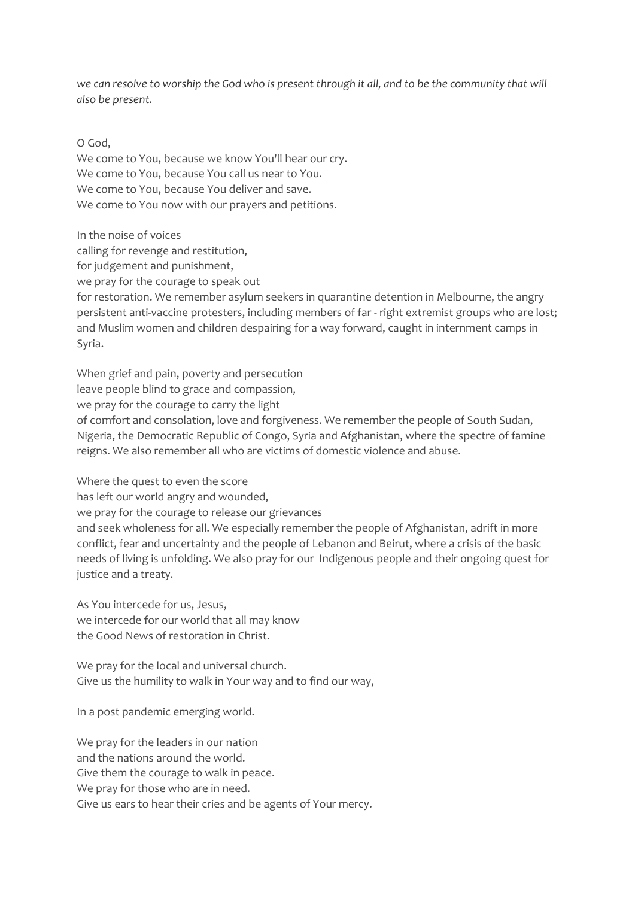*we can resolve to worship the God who is present through it all, and to be the community that will also be present.*

O God,
We come to You, because we know You'll hear our cry.
We come to You, because You call us near to You.
We come to You, because You deliver and save.
We come to You now with our prayers and petitions.

In the noise of voices
calling for revenge and restitution,
for judgement and punishment,
we pray for the courage to speak out
for restoration. We remember asylum seekers in quarantine detention in Melbourne, the angry persistent anti-vaccine protesters, including members of far - right extremist groups who are lost; and Muslim women and children despairing for a way forward, caught in internment camps in Syria.

When grief and pain, poverty and persecution
leave people blind to grace and compassion,
we pray for the courage to carry the light
of comfort and consolation, love and forgiveness. We remember the people of South Sudan, Nigeria, the Democratic Republic of Congo, Syria and Afghanistan, where the spectre of famine reigns. We also remember all who are victims of domestic violence and abuse.

Where the quest to even the score
has left our world angry and wounded,
we pray for the courage to release our grievances
and seek wholeness for all. We especially remember the people of Afghanistan, adrift in more conflict, fear and uncertainty and the people of Lebanon and Beirut, where a crisis of the basic needs of living is unfolding. We also pray for our Indigenous people and their ongoing quest for justice and a treaty.

As You intercede for us, Jesus,
we intercede for our world that all may know
the Good News of restoration in Christ.

We pray for the local and universal church.
Give us the humility to walk in Your way and to find our way,

In a post pandemic emerging world.

We pray for the leaders in our nation
and the nations around the world.
Give them the courage to walk in peace.
We pray for those who are in need.
Give us ears to hear their cries and be agents of Your mercy.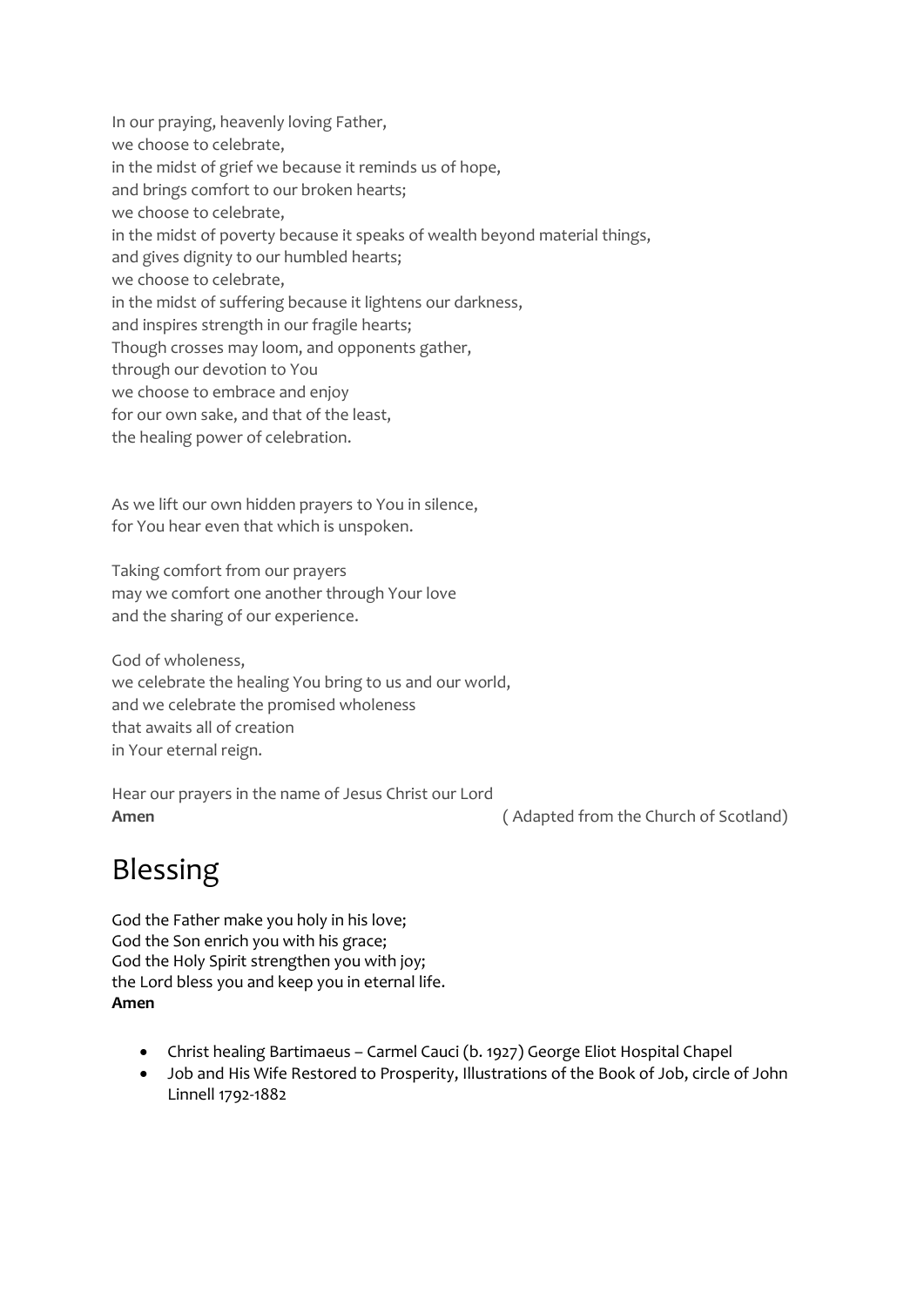In our praying, heavenly loving Father,
we choose to celebrate,
in the midst of grief we because it reminds us of hope,
and brings comfort to our broken hearts;
we choose to celebrate,
in the midst of poverty because it speaks of wealth beyond material things,
and gives dignity to our humbled hearts;
we choose to celebrate,
in the midst of suffering because it lightens our darkness,
and inspires strength in our fragile hearts;
Though crosses may loom, and opponents gather,
through our devotion to You
we choose to embrace and enjoy
for our own sake, and that of the least,
the healing power of celebration.

As we lift our own hidden prayers to You in silence,
for You hear even that which is unspoken.

Taking comfort from our prayers
may we comfort one another through Your love
and the sharing of our experience.

God of wholeness,
we celebrate the healing You bring to us and our world,
and we celebrate the promised wholeness
that awaits all of creation
in Your eternal reign.

Hear our prayers in the name of Jesus Christ our Lord
**Amen** ( Adapted from the Church of Scotland)

# Blessing

God the Father make you holy in his love;
God the Son enrich you with his grace;
God the Holy Spirit strengthen you with joy;
the Lord bless you and keep you in eternal life.
**Amen**

- Christ healing Bartimaeus – Carmel Cauci (b. 1927) George Eliot Hospital Chapel
- Job and His Wife Restored to Prosperity, Illustrations of the Book of Job, circle of John Linnell 1792-1882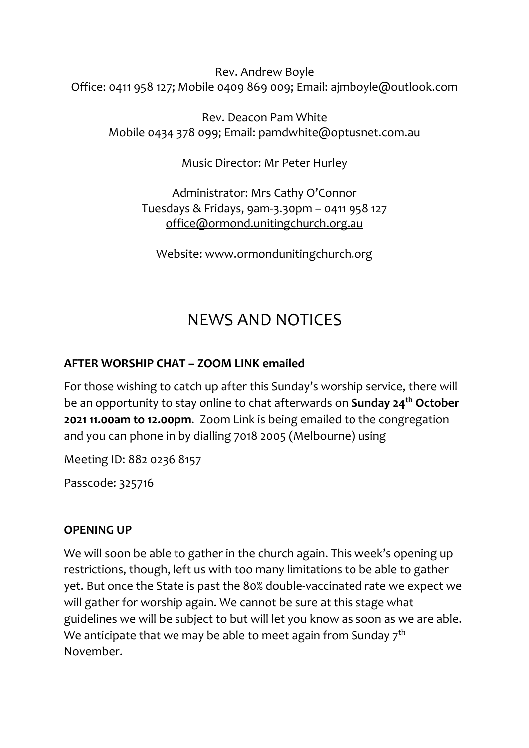Rev. Andrew Boyle
Office: 0411 958 127; Mobile 0409 869 009; Email: ajmboyle@outlook.com

Rev. Deacon Pam White
Mobile 0434 378 099; Email: pamdwhite@optusnet.com.au

Music Director: Mr Peter Hurley

Administrator: Mrs Cathy O'Connor
Tuesdays & Fridays, 9am-3.30pm – 0411 958 127
office@ormond.unitingchurch.org.au

Website: www.ormondunitingchurch.org

# NEWS AND NOTICES

**AFTER WORSHIP CHAT – ZOOM LINK emailed**

For those wishing to catch up after this Sunday's worship service, there will be an opportunity to stay online to chat afterwards on **Sunday 24th October 2021 11.00am to 12.00pm**. Zoom Link is being emailed to the congregation and you can phone in by dialling 7018 2005 (Melbourne) using

Meeting ID: 882 0236 8157

Passcode: 325716

**OPENING UP**

We will soon be able to gather in the church again. This week's opening up restrictions, though, left us with too many limitations to be able to gather yet. But once the State is past the 80% double-vaccinated rate we expect we will gather for worship again. We cannot be sure at this stage what guidelines we will be subject to but will let you know as soon as we are able. We anticipate that we may be able to meet again from Sunday 7th November.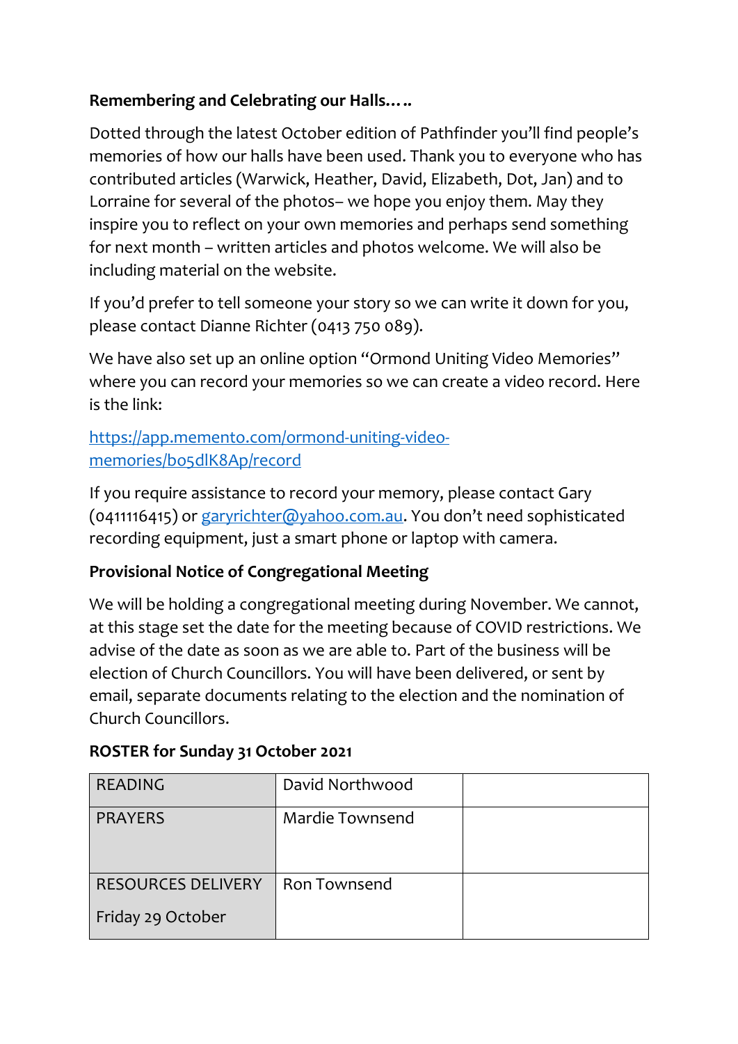**Remembering and Celebrating our Halls…..**

Dotted through the latest October edition of Pathfinder you'll find people's memories of how our halls have been used. Thank you to everyone who has contributed articles (Warwick, Heather, David, Elizabeth, Dot, Jan) and to Lorraine for several of the photos– we hope you enjoy them. May they inspire you to reflect on your own memories and perhaps send something for next month – written articles and photos welcome. We will also be including material on the website.

If you'd prefer to tell someone your story so we can write it down for you, please contact Dianne Richter (0413 750 089).

We have also set up an online option "Ormond Uniting Video Memories" where you can record your memories so we can create a video record. Here is the link:

https://app.memento.com/ormond-uniting-video-memories/bo5dlK8Ap/record

If you require assistance to record your memory, please contact Gary (0411116415) or garyrichter@yahoo.com.au. You don't need sophisticated recording equipment, just a smart phone or laptop with camera.

**Provisional Notice of Congregational Meeting**

We will be holding a congregational meeting during November. We cannot, at this stage set the date for the meeting because of COVID restrictions. We advise of the date as soon as we are able to. Part of the business will be election of Church Councillors. You will have been delivered, or sent by email, separate documents relating to the election and the nomination of Church Councillors.

**ROSTER for Sunday 31 October 2021**

| | | |
|---|---|---|
| READING | David Northwood | |
| PRAYERS | Mardie Townsend | |
| RESOURCES DELIVERY<br>Friday 29 October | Ron Townsend | |